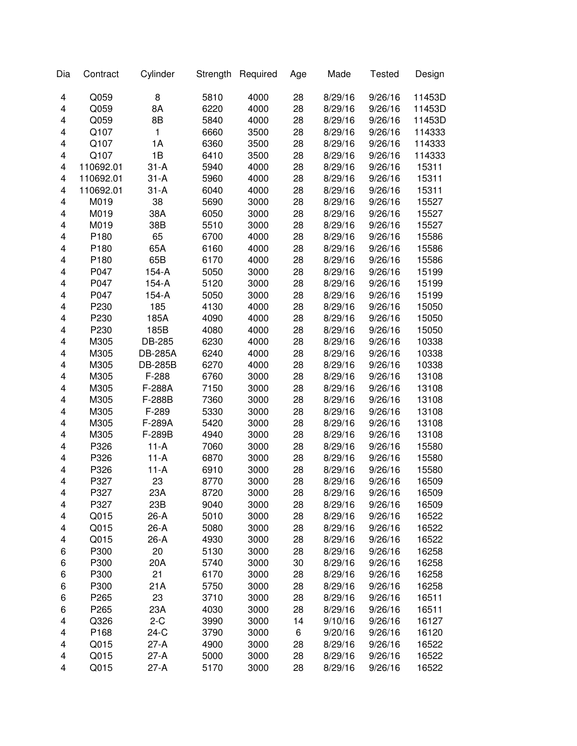| Dia | Contract | Cylinder | Strength | Required | Age | Made | Tested | Design |
|---|---|---|---|---|---|---|---|---|
| 4 | Q059 | 8 | 5810 | 4000 | 28 | 8/29/16 | 9/26/16 | 11453D |
| 4 | Q059 | 8A | 6220 | 4000 | 28 | 8/29/16 | 9/26/16 | 11453D |
| 4 | Q059 | 8B | 5840 | 4000 | 28 | 8/29/16 | 9/26/16 | 11453D |
| 4 | Q107 | 1 | 6660 | 3500 | 28 | 8/29/16 | 9/26/16 | 114333 |
| 4 | Q107 | 1A | 6360 | 3500 | 28 | 8/29/16 | 9/26/16 | 114333 |
| 4 | Q107 | 1B | 6410 | 3500 | 28 | 8/29/16 | 9/26/16 | 114333 |
| 4 | 110692.01 | 31-A | 5940 | 4000 | 28 | 8/29/16 | 9/26/16 | 15311 |
| 4 | 110692.01 | 31-A | 5960 | 4000 | 28 | 8/29/16 | 9/26/16 | 15311 |
| 4 | 110692.01 | 31-A | 6040 | 4000 | 28 | 8/29/16 | 9/26/16 | 15311 |
| 4 | M019 | 38 | 5690 | 3000 | 28 | 8/29/16 | 9/26/16 | 15527 |
| 4 | M019 | 38A | 6050 | 3000 | 28 | 8/29/16 | 9/26/16 | 15527 |
| 4 | M019 | 38B | 5510 | 3000 | 28 | 8/29/16 | 9/26/16 | 15527 |
| 4 | P180 | 65 | 6700 | 4000 | 28 | 8/29/16 | 9/26/16 | 15586 |
| 4 | P180 | 65A | 6160 | 4000 | 28 | 8/29/16 | 9/26/16 | 15586 |
| 4 | P180 | 65B | 6170 | 4000 | 28 | 8/29/16 | 9/26/16 | 15586 |
| 4 | P047 | 154-A | 5050 | 3000 | 28 | 8/29/16 | 9/26/16 | 15199 |
| 4 | P047 | 154-A | 5120 | 3000 | 28 | 8/29/16 | 9/26/16 | 15199 |
| 4 | P047 | 154-A | 5050 | 3000 | 28 | 8/29/16 | 9/26/16 | 15199 |
| 4 | P230 | 185 | 4130 | 4000 | 28 | 8/29/16 | 9/26/16 | 15050 |
| 4 | P230 | 185A | 4090 | 4000 | 28 | 8/29/16 | 9/26/16 | 15050 |
| 4 | P230 | 185B | 4080 | 4000 | 28 | 8/29/16 | 9/26/16 | 15050 |
| 4 | M305 | DB-285 | 6230 | 4000 | 28 | 8/29/16 | 9/26/16 | 10338 |
| 4 | M305 | DB-285A | 6240 | 4000 | 28 | 8/29/16 | 9/26/16 | 10338 |
| 4 | M305 | DB-285B | 6270 | 4000 | 28 | 8/29/16 | 9/26/16 | 10338 |
| 4 | M305 | F-288 | 6760 | 3000 | 28 | 8/29/16 | 9/26/16 | 13108 |
| 4 | M305 | F-288A | 7150 | 3000 | 28 | 8/29/16 | 9/26/16 | 13108 |
| 4 | M305 | F-288B | 7360 | 3000 | 28 | 8/29/16 | 9/26/16 | 13108 |
| 4 | M305 | F-289 | 5330 | 3000 | 28 | 8/29/16 | 9/26/16 | 13108 |
| 4 | M305 | F-289A | 5420 | 3000 | 28 | 8/29/16 | 9/26/16 | 13108 |
| 4 | M305 | F-289B | 4940 | 3000 | 28 | 8/29/16 | 9/26/16 | 13108 |
| 4 | P326 | 11-A | 7060 | 3000 | 28 | 8/29/16 | 9/26/16 | 15580 |
| 4 | P326 | 11-A | 6870 | 3000 | 28 | 8/29/16 | 9/26/16 | 15580 |
| 4 | P326 | 11-A | 6910 | 3000 | 28 | 8/29/16 | 9/26/16 | 15580 |
| 4 | P327 | 23 | 8770 | 3000 | 28 | 8/29/16 | 9/26/16 | 16509 |
| 4 | P327 | 23A | 8720 | 3000 | 28 | 8/29/16 | 9/26/16 | 16509 |
| 4 | P327 | 23B | 9040 | 3000 | 28 | 8/29/16 | 9/26/16 | 16509 |
| 4 | Q015 | 26-A | 5010 | 3000 | 28 | 8/29/16 | 9/26/16 | 16522 |
| 4 | Q015 | 26-A | 5080 | 3000 | 28 | 8/29/16 | 9/26/16 | 16522 |
| 4 | Q015 | 26-A | 4930 | 3000 | 28 | 8/29/16 | 9/26/16 | 16522 |
| 6 | P300 | 20 | 5130 | 3000 | 28 | 8/29/16 | 9/26/16 | 16258 |
| 6 | P300 | 20A | 5740 | 3000 | 30 | 8/29/16 | 9/26/16 | 16258 |
| 6 | P300 | 21 | 6170 | 3000 | 28 | 8/29/16 | 9/26/16 | 16258 |
| 6 | P300 | 21A | 5750 | 3000 | 28 | 8/29/16 | 9/26/16 | 16258 |
| 6 | P265 | 23 | 3710 | 3000 | 28 | 8/29/16 | 9/26/16 | 16511 |
| 6 | P265 | 23A | 4030 | 3000 | 28 | 8/29/16 | 9/26/16 | 16511 |
| 4 | Q326 | 2-C | 3990 | 3000 | 14 | 9/10/16 | 9/26/16 | 16127 |
| 4 | P168 | 24-C | 3790 | 3000 | 6 | 9/20/16 | 9/26/16 | 16120 |
| 4 | Q015 | 27-A | 4900 | 3000 | 28 | 8/29/16 | 9/26/16 | 16522 |
| 4 | Q015 | 27-A | 5000 | 3000 | 28 | 8/29/16 | 9/26/16 | 16522 |
| 4 | Q015 | 27-A | 5170 | 3000 | 28 | 8/29/16 | 9/26/16 | 16522 |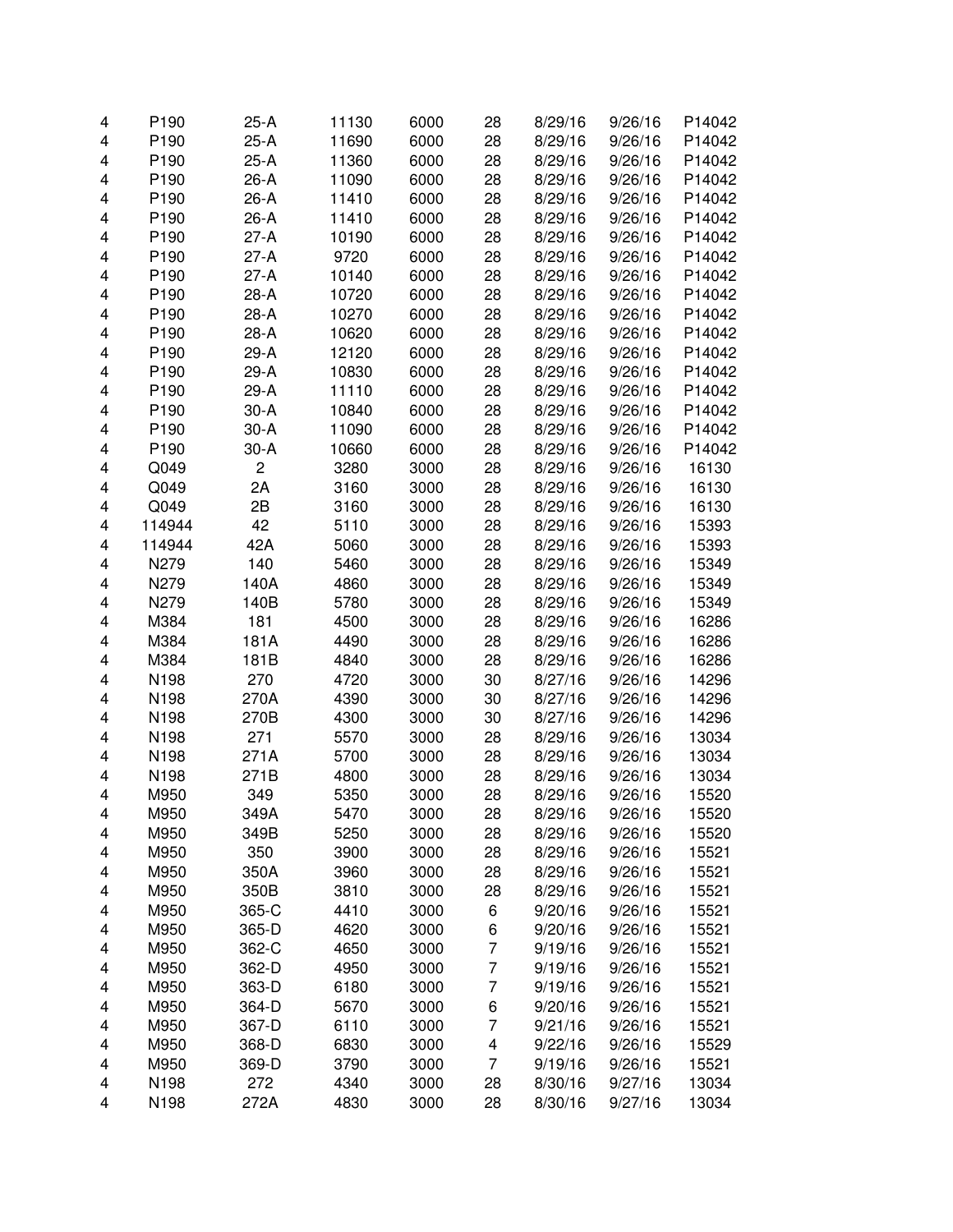| | | | | | | | | |
|---|---|---|---|---|---|---|---|---|
| 4 | P190 | 25-A | 11130 | 6000 | 28 | 8/29/16 | 9/26/16 | P14042 |
| 4 | P190 | 25-A | 11690 | 6000 | 28 | 8/29/16 | 9/26/16 | P14042 |
| 4 | P190 | 25-A | 11360 | 6000 | 28 | 8/29/16 | 9/26/16 | P14042 |
| 4 | P190 | 26-A | 11090 | 6000 | 28 | 8/29/16 | 9/26/16 | P14042 |
| 4 | P190 | 26-A | 11410 | 6000 | 28 | 8/29/16 | 9/26/16 | P14042 |
| 4 | P190 | 26-A | 11410 | 6000 | 28 | 8/29/16 | 9/26/16 | P14042 |
| 4 | P190 | 27-A | 10190 | 6000 | 28 | 8/29/16 | 9/26/16 | P14042 |
| 4 | P190 | 27-A | 9720 | 6000 | 28 | 8/29/16 | 9/26/16 | P14042 |
| 4 | P190 | 27-A | 10140 | 6000 | 28 | 8/29/16 | 9/26/16 | P14042 |
| 4 | P190 | 28-A | 10720 | 6000 | 28 | 8/29/16 | 9/26/16 | P14042 |
| 4 | P190 | 28-A | 10270 | 6000 | 28 | 8/29/16 | 9/26/16 | P14042 |
| 4 | P190 | 28-A | 10620 | 6000 | 28 | 8/29/16 | 9/26/16 | P14042 |
| 4 | P190 | 29-A | 12120 | 6000 | 28 | 8/29/16 | 9/26/16 | P14042 |
| 4 | P190 | 29-A | 10830 | 6000 | 28 | 8/29/16 | 9/26/16 | P14042 |
| 4 | P190 | 29-A | 11110 | 6000 | 28 | 8/29/16 | 9/26/16 | P14042 |
| 4 | P190 | 30-A | 10840 | 6000 | 28 | 8/29/16 | 9/26/16 | P14042 |
| 4 | P190 | 30-A | 11090 | 6000 | 28 | 8/29/16 | 9/26/16 | P14042 |
| 4 | P190 | 30-A | 10660 | 6000 | 28 | 8/29/16 | 9/26/16 | P14042 |
| 4 | Q049 | 2 | 3280 | 3000 | 28 | 8/29/16 | 9/26/16 | 16130 |
| 4 | Q049 | 2A | 3160 | 3000 | 28 | 8/29/16 | 9/26/16 | 16130 |
| 4 | Q049 | 2B | 3160 | 3000 | 28 | 8/29/16 | 9/26/16 | 16130 |
| 4 | 114944 | 42 | 5110 | 3000 | 28 | 8/29/16 | 9/26/16 | 15393 |
| 4 | 114944 | 42A | 5060 | 3000 | 28 | 8/29/16 | 9/26/16 | 15393 |
| 4 | N279 | 140 | 5460 | 3000 | 28 | 8/29/16 | 9/26/16 | 15349 |
| 4 | N279 | 140A | 4860 | 3000 | 28 | 8/29/16 | 9/26/16 | 15349 |
| 4 | N279 | 140B | 5780 | 3000 | 28 | 8/29/16 | 9/26/16 | 15349 |
| 4 | M384 | 181 | 4500 | 3000 | 28 | 8/29/16 | 9/26/16 | 16286 |
| 4 | M384 | 181A | 4490 | 3000 | 28 | 8/29/16 | 9/26/16 | 16286 |
| 4 | M384 | 181B | 4840 | 3000 | 28 | 8/29/16 | 9/26/16 | 16286 |
| 4 | N198 | 270 | 4720 | 3000 | 30 | 8/27/16 | 9/26/16 | 14296 |
| 4 | N198 | 270A | 4390 | 3000 | 30 | 8/27/16 | 9/26/16 | 14296 |
| 4 | N198 | 270B | 4300 | 3000 | 30 | 8/27/16 | 9/26/16 | 14296 |
| 4 | N198 | 271 | 5570 | 3000 | 28 | 8/29/16 | 9/26/16 | 13034 |
| 4 | N198 | 271A | 5700 | 3000 | 28 | 8/29/16 | 9/26/16 | 13034 |
| 4 | N198 | 271B | 4800 | 3000 | 28 | 8/29/16 | 9/26/16 | 13034 |
| 4 | M950 | 349 | 5350 | 3000 | 28 | 8/29/16 | 9/26/16 | 15520 |
| 4 | M950 | 349A | 5470 | 3000 | 28 | 8/29/16 | 9/26/16 | 15520 |
| 4 | M950 | 349B | 5250 | 3000 | 28 | 8/29/16 | 9/26/16 | 15520 |
| 4 | M950 | 350 | 3900 | 3000 | 28 | 8/29/16 | 9/26/16 | 15521 |
| 4 | M950 | 350A | 3960 | 3000 | 28 | 8/29/16 | 9/26/16 | 15521 |
| 4 | M950 | 350B | 3810 | 3000 | 28 | 8/29/16 | 9/26/16 | 15521 |
| 4 | M950 | 365-C | 4410 | 3000 | 6 | 9/20/16 | 9/26/16 | 15521 |
| 4 | M950 | 365-D | 4620 | 3000 | 6 | 9/20/16 | 9/26/16 | 15521 |
| 4 | M950 | 362-C | 4650 | 3000 | 7 | 9/19/16 | 9/26/16 | 15521 |
| 4 | M950 | 362-D | 4950 | 3000 | 7 | 9/19/16 | 9/26/16 | 15521 |
| 4 | M950 | 363-D | 6180 | 3000 | 7 | 9/19/16 | 9/26/16 | 15521 |
| 4 | M950 | 364-D | 5670 | 3000 | 6 | 9/20/16 | 9/26/16 | 15521 |
| 4 | M950 | 367-D | 6110 | 3000 | 7 | 9/21/16 | 9/26/16 | 15521 |
| 4 | M950 | 368-D | 6830 | 3000 | 4 | 9/22/16 | 9/26/16 | 15529 |
| 4 | M950 | 369-D | 3790 | 3000 | 7 | 9/19/16 | 9/26/16 | 15521 |
| 4 | N198 | 272 | 4340 | 3000 | 28 | 8/30/16 | 9/27/16 | 13034 |
| 4 | N198 | 272A | 4830 | 3000 | 28 | 8/30/16 | 9/27/16 | 13034 |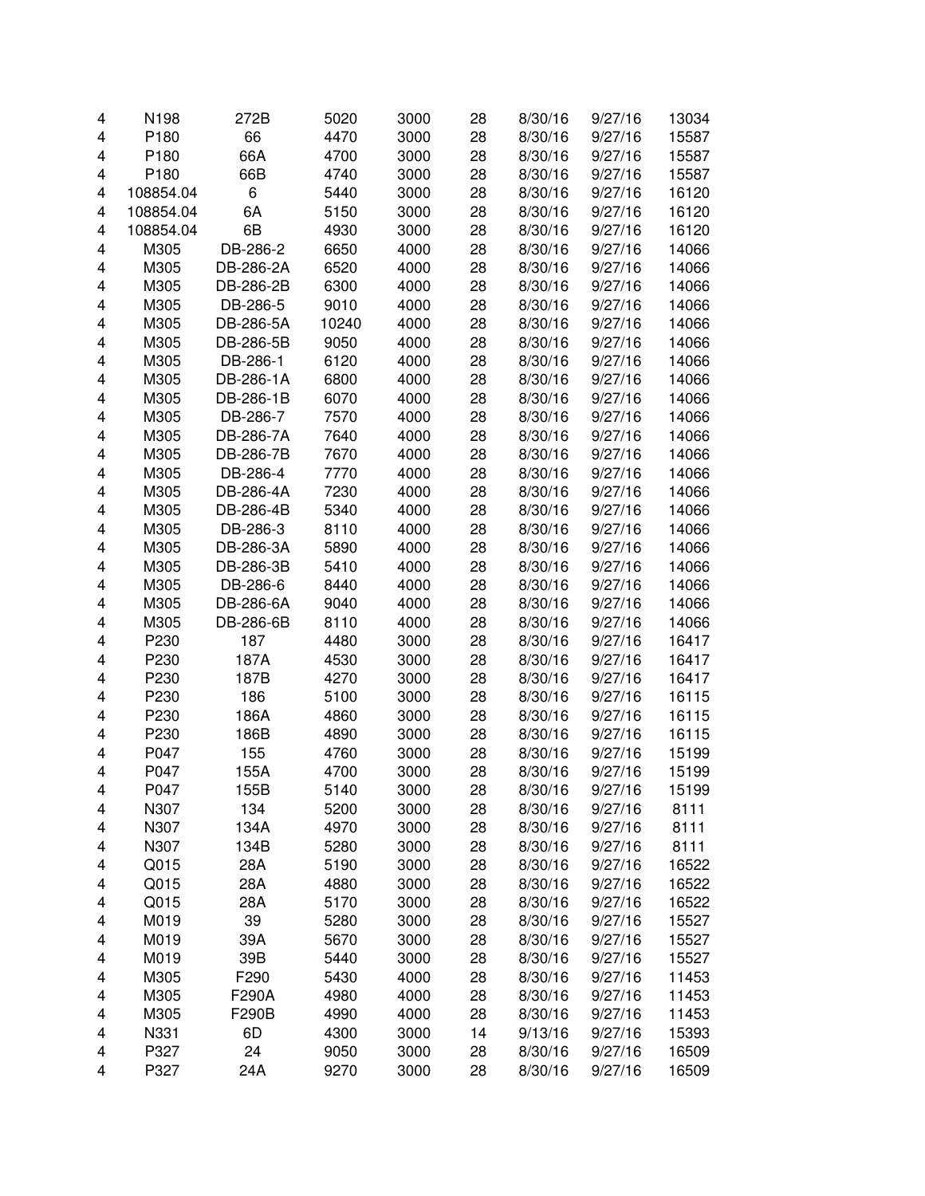| | | | | | | | | |
|---|---|---|---|---|---|---|---|---|
| 4 | N198 | 272B | 5020 | 3000 | 28 | 8/30/16 | 9/27/16 | 13034 |
| 4 | P180 | 66 | 4470 | 3000 | 28 | 8/30/16 | 9/27/16 | 15587 |
| 4 | P180 | 66A | 4700 | 3000 | 28 | 8/30/16 | 9/27/16 | 15587 |
| 4 | P180 | 66B | 4740 | 3000 | 28 | 8/30/16 | 9/27/16 | 15587 |
| 4 | 108854.04 | 6 | 5440 | 3000 | 28 | 8/30/16 | 9/27/16 | 16120 |
| 4 | 108854.04 | 6A | 5150 | 3000 | 28 | 8/30/16 | 9/27/16 | 16120 |
| 4 | 108854.04 | 6B | 4930 | 3000 | 28 | 8/30/16 | 9/27/16 | 16120 |
| 4 | M305 | DB-286-2 | 6650 | 4000 | 28 | 8/30/16 | 9/27/16 | 14066 |
| 4 | M305 | DB-286-2A | 6520 | 4000 | 28 | 8/30/16 | 9/27/16 | 14066 |
| 4 | M305 | DB-286-2B | 6300 | 4000 | 28 | 8/30/16 | 9/27/16 | 14066 |
| 4 | M305 | DB-286-5 | 9010 | 4000 | 28 | 8/30/16 | 9/27/16 | 14066 |
| 4 | M305 | DB-286-5A | 10240 | 4000 | 28 | 8/30/16 | 9/27/16 | 14066 |
| 4 | M305 | DB-286-5B | 9050 | 4000 | 28 | 8/30/16 | 9/27/16 | 14066 |
| 4 | M305 | DB-286-1 | 6120 | 4000 | 28 | 8/30/16 | 9/27/16 | 14066 |
| 4 | M305 | DB-286-1A | 6800 | 4000 | 28 | 8/30/16 | 9/27/16 | 14066 |
| 4 | M305 | DB-286-1B | 6070 | 4000 | 28 | 8/30/16 | 9/27/16 | 14066 |
| 4 | M305 | DB-286-7 | 7570 | 4000 | 28 | 8/30/16 | 9/27/16 | 14066 |
| 4 | M305 | DB-286-7A | 7640 | 4000 | 28 | 8/30/16 | 9/27/16 | 14066 |
| 4 | M305 | DB-286-7B | 7670 | 4000 | 28 | 8/30/16 | 9/27/16 | 14066 |
| 4 | M305 | DB-286-4 | 7770 | 4000 | 28 | 8/30/16 | 9/27/16 | 14066 |
| 4 | M305 | DB-286-4A | 7230 | 4000 | 28 | 8/30/16 | 9/27/16 | 14066 |
| 4 | M305 | DB-286-4B | 5340 | 4000 | 28 | 8/30/16 | 9/27/16 | 14066 |
| 4 | M305 | DB-286-3 | 8110 | 4000 | 28 | 8/30/16 | 9/27/16 | 14066 |
| 4 | M305 | DB-286-3A | 5890 | 4000 | 28 | 8/30/16 | 9/27/16 | 14066 |
| 4 | M305 | DB-286-3B | 5410 | 4000 | 28 | 8/30/16 | 9/27/16 | 14066 |
| 4 | M305 | DB-286-6 | 8440 | 4000 | 28 | 8/30/16 | 9/27/16 | 14066 |
| 4 | M305 | DB-286-6A | 9040 | 4000 | 28 | 8/30/16 | 9/27/16 | 14066 |
| 4 | M305 | DB-286-6B | 8110 | 4000 | 28 | 8/30/16 | 9/27/16 | 14066 |
| 4 | P230 | 187 | 4480 | 3000 | 28 | 8/30/16 | 9/27/16 | 16417 |
| 4 | P230 | 187A | 4530 | 3000 | 28 | 8/30/16 | 9/27/16 | 16417 |
| 4 | P230 | 187B | 4270 | 3000 | 28 | 8/30/16 | 9/27/16 | 16417 |
| 4 | P230 | 186 | 5100 | 3000 | 28 | 8/30/16 | 9/27/16 | 16115 |
| 4 | P230 | 186A | 4860 | 3000 | 28 | 8/30/16 | 9/27/16 | 16115 |
| 4 | P230 | 186B | 4890 | 3000 | 28 | 8/30/16 | 9/27/16 | 16115 |
| 4 | P047 | 155 | 4760 | 3000 | 28 | 8/30/16 | 9/27/16 | 15199 |
| 4 | P047 | 155A | 4700 | 3000 | 28 | 8/30/16 | 9/27/16 | 15199 |
| 4 | P047 | 155B | 5140 | 3000 | 28 | 8/30/16 | 9/27/16 | 15199 |
| 4 | N307 | 134 | 5200 | 3000 | 28 | 8/30/16 | 9/27/16 | 8111 |
| 4 | N307 | 134A | 4970 | 3000 | 28 | 8/30/16 | 9/27/16 | 8111 |
| 4 | N307 | 134B | 5280 | 3000 | 28 | 8/30/16 | 9/27/16 | 8111 |
| 4 | Q015 | 28A | 5190 | 3000 | 28 | 8/30/16 | 9/27/16 | 16522 |
| 4 | Q015 | 28A | 4880 | 3000 | 28 | 8/30/16 | 9/27/16 | 16522 |
| 4 | Q015 | 28A | 5170 | 3000 | 28 | 8/30/16 | 9/27/16 | 16522 |
| 4 | M019 | 39 | 5280 | 3000 | 28 | 8/30/16 | 9/27/16 | 15527 |
| 4 | M019 | 39A | 5670 | 3000 | 28 | 8/30/16 | 9/27/16 | 15527 |
| 4 | M019 | 39B | 5440 | 3000 | 28 | 8/30/16 | 9/27/16 | 15527 |
| 4 | M305 | F290 | 5430 | 4000 | 28 | 8/30/16 | 9/27/16 | 11453 |
| 4 | M305 | F290A | 4980 | 4000 | 28 | 8/30/16 | 9/27/16 | 11453 |
| 4 | M305 | F290B | 4990 | 4000 | 28 | 8/30/16 | 9/27/16 | 11453 |
| 4 | N331 | 6D | 4300 | 3000 | 14 | 9/13/16 | 9/27/16 | 15393 |
| 4 | P327 | 24 | 9050 | 3000 | 28 | 8/30/16 | 9/27/16 | 16509 |
| 4 | P327 | 24A | 9270 | 3000 | 28 | 8/30/16 | 9/27/16 | 16509 |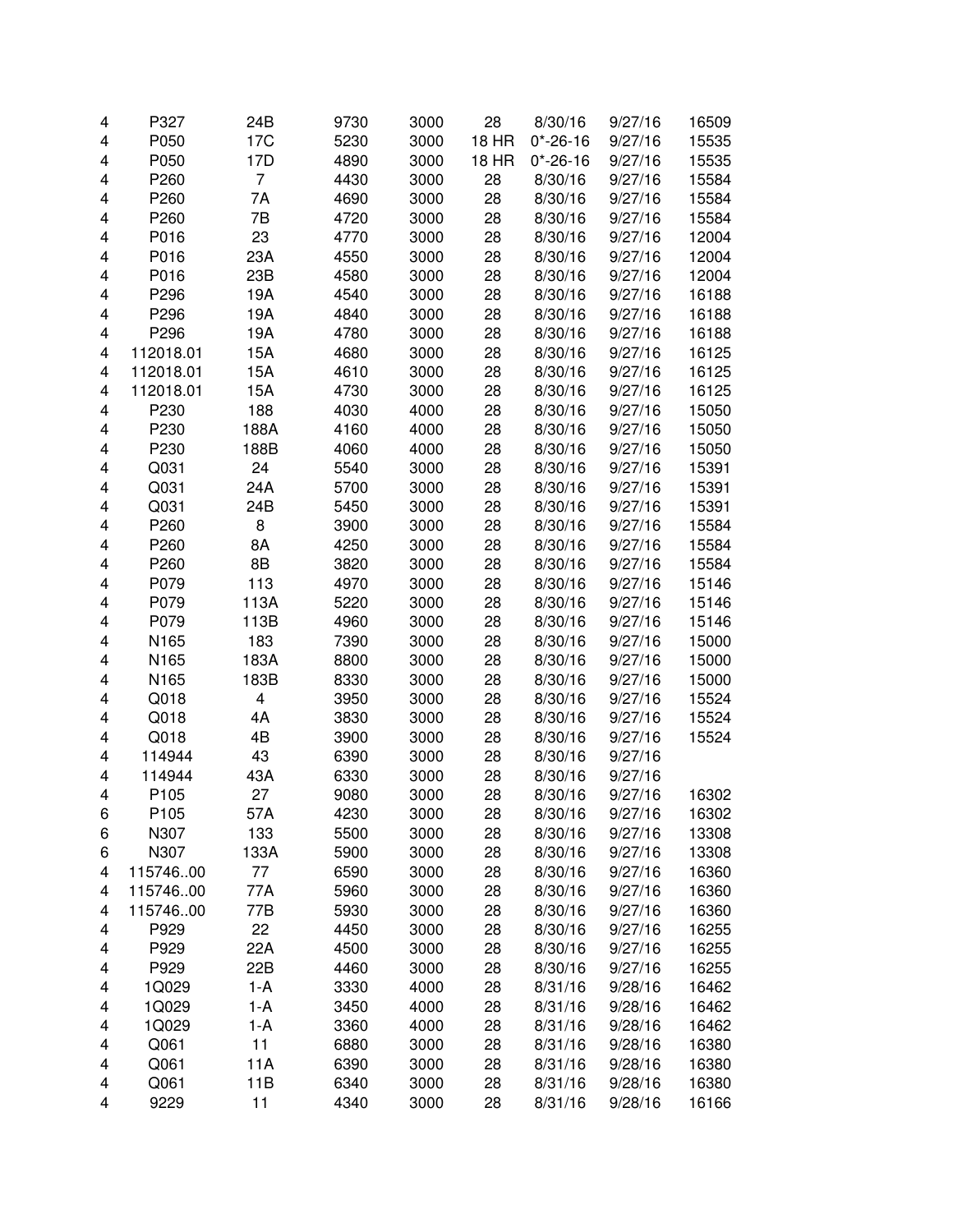| | | | | | | | | |
|---|---|---|---|---|---|---|---|---|
| 4 | P327 | 24B | 9730 | 3000 | 28 | 8/30/16 | 9/27/16 | 16509 |
| 4 | P050 | 17C | 5230 | 3000 | 18 HR | 0*-26-16 | 9/27/16 | 15535 |
| 4 | P050 | 17D | 4890 | 3000 | 18 HR | 0*-26-16 | 9/27/16 | 15535 |
| 4 | P260 | 7 | 4430 | 3000 | 28 | 8/30/16 | 9/27/16 | 15584 |
| 4 | P260 | 7A | 4690 | 3000 | 28 | 8/30/16 | 9/27/16 | 15584 |
| 4 | P260 | 7B | 4720 | 3000 | 28 | 8/30/16 | 9/27/16 | 15584 |
| 4 | P016 | 23 | 4770 | 3000 | 28 | 8/30/16 | 9/27/16 | 12004 |
| 4 | P016 | 23A | 4550 | 3000 | 28 | 8/30/16 | 9/27/16 | 12004 |
| 4 | P016 | 23B | 4580 | 3000 | 28 | 8/30/16 | 9/27/16 | 12004 |
| 4 | P296 | 19A | 4540 | 3000 | 28 | 8/30/16 | 9/27/16 | 16188 |
| 4 | P296 | 19A | 4840 | 3000 | 28 | 8/30/16 | 9/27/16 | 16188 |
| 4 | P296 | 19A | 4780 | 3000 | 28 | 8/30/16 | 9/27/16 | 16188 |
| 4 | 112018.01 | 15A | 4680 | 3000 | 28 | 8/30/16 | 9/27/16 | 16125 |
| 4 | 112018.01 | 15A | 4610 | 3000 | 28 | 8/30/16 | 9/27/16 | 16125 |
| 4 | 112018.01 | 15A | 4730 | 3000 | 28 | 8/30/16 | 9/27/16 | 16125 |
| 4 | P230 | 188 | 4030 | 4000 | 28 | 8/30/16 | 9/27/16 | 15050 |
| 4 | P230 | 188A | 4160 | 4000 | 28 | 8/30/16 | 9/27/16 | 15050 |
| 4 | P230 | 188B | 4060 | 4000 | 28 | 8/30/16 | 9/27/16 | 15050 |
| 4 | Q031 | 24 | 5540 | 3000 | 28 | 8/30/16 | 9/27/16 | 15391 |
| 4 | Q031 | 24A | 5700 | 3000 | 28 | 8/30/16 | 9/27/16 | 15391 |
| 4 | Q031 | 24B | 5450 | 3000 | 28 | 8/30/16 | 9/27/16 | 15391 |
| 4 | P260 | 8 | 3900 | 3000 | 28 | 8/30/16 | 9/27/16 | 15584 |
| 4 | P260 | 8A | 4250 | 3000 | 28 | 8/30/16 | 9/27/16 | 15584 |
| 4 | P260 | 8B | 3820 | 3000 | 28 | 8/30/16 | 9/27/16 | 15584 |
| 4 | P079 | 113 | 4970 | 3000 | 28 | 8/30/16 | 9/27/16 | 15146 |
| 4 | P079 | 113A | 5220 | 3000 | 28 | 8/30/16 | 9/27/16 | 15146 |
| 4 | P079 | 113B | 4960 | 3000 | 28 | 8/30/16 | 9/27/16 | 15146 |
| 4 | N165 | 183 | 7390 | 3000 | 28 | 8/30/16 | 9/27/16 | 15000 |
| 4 | N165 | 183A | 8800 | 3000 | 28 | 8/30/16 | 9/27/16 | 15000 |
| 4 | N165 | 183B | 8330 | 3000 | 28 | 8/30/16 | 9/27/16 | 15000 |
| 4 | Q018 | 4 | 3950 | 3000 | 28 | 8/30/16 | 9/27/16 | 15524 |
| 4 | Q018 | 4A | 3830 | 3000 | 28 | 8/30/16 | 9/27/16 | 15524 |
| 4 | Q018 | 4B | 3900 | 3000 | 28 | 8/30/16 | 9/27/16 | 15524 |
| 4 | 114944 | 43 | 6390 | 3000 | 28 | 8/30/16 | 9/27/16 | |
| 4 | 114944 | 43A | 6330 | 3000 | 28 | 8/30/16 | 9/27/16 | |
| 4 | P105 | 27 | 9080 | 3000 | 28 | 8/30/16 | 9/27/16 | 16302 |
| 6 | P105 | 57A | 4230 | 3000 | 28 | 8/30/16 | 9/27/16 | 16302 |
| 6 | N307 | 133 | 5500 | 3000 | 28 | 8/30/16 | 9/27/16 | 13308 |
| 6 | N307 | 133A | 5900 | 3000 | 28 | 8/30/16 | 9/27/16 | 13308 |
| 4 | 115746..00 | 77 | 6590 | 3000 | 28 | 8/30/16 | 9/27/16 | 16360 |
| 4 | 115746..00 | 77A | 5960 | 3000 | 28 | 8/30/16 | 9/27/16 | 16360 |
| 4 | 115746..00 | 77B | 5930 | 3000 | 28 | 8/30/16 | 9/27/16 | 16360 |
| 4 | P929 | 22 | 4450 | 3000 | 28 | 8/30/16 | 9/27/16 | 16255 |
| 4 | P929 | 22A | 4500 | 3000 | 28 | 8/30/16 | 9/27/16 | 16255 |
| 4 | P929 | 22B | 4460 | 3000 | 28 | 8/30/16 | 9/27/16 | 16255 |
| 4 | 1Q029 | 1-A | 3330 | 4000 | 28 | 8/31/16 | 9/28/16 | 16462 |
| 4 | 1Q029 | 1-A | 3450 | 4000 | 28 | 8/31/16 | 9/28/16 | 16462 |
| 4 | 1Q029 | 1-A | 3360 | 4000 | 28 | 8/31/16 | 9/28/16 | 16462 |
| 4 | Q061 | 11 | 6880 | 3000 | 28 | 8/31/16 | 9/28/16 | 16380 |
| 4 | Q061 | 11A | 6390 | 3000 | 28 | 8/31/16 | 9/28/16 | 16380 |
| 4 | Q061 | 11B | 6340 | 3000 | 28 | 8/31/16 | 9/28/16 | 16380 |
| 4 | 9229 | 11 | 4340 | 3000 | 28 | 8/31/16 | 9/28/16 | 16166 |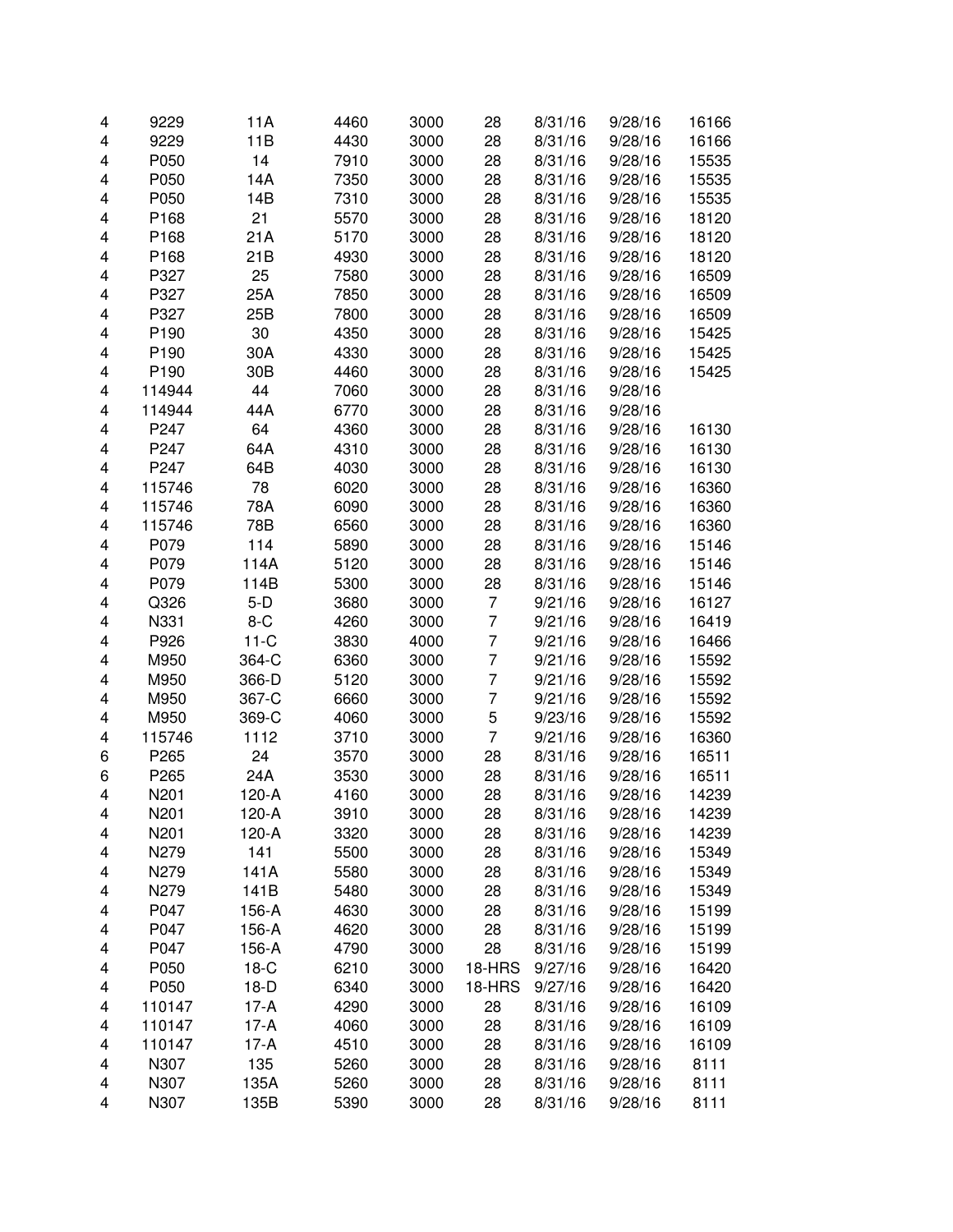| | | | | | | | | |
|---|---|---|---|---|---|---|---|---|
| 4 | 9229 | 11A | 4460 | 3000 | 28 | 8/31/16 | 9/28/16 | 16166 |
| 4 | 9229 | 11B | 4430 | 3000 | 28 | 8/31/16 | 9/28/16 | 16166 |
| 4 | P050 | 14 | 7910 | 3000 | 28 | 8/31/16 | 9/28/16 | 15535 |
| 4 | P050 | 14A | 7350 | 3000 | 28 | 8/31/16 | 9/28/16 | 15535 |
| 4 | P050 | 14B | 7310 | 3000 | 28 | 8/31/16 | 9/28/16 | 15535 |
| 4 | P168 | 21 | 5570 | 3000 | 28 | 8/31/16 | 9/28/16 | 18120 |
| 4 | P168 | 21A | 5170 | 3000 | 28 | 8/31/16 | 9/28/16 | 18120 |
| 4 | P168 | 21B | 4930 | 3000 | 28 | 8/31/16 | 9/28/16 | 18120 |
| 4 | P327 | 25 | 7580 | 3000 | 28 | 8/31/16 | 9/28/16 | 16509 |
| 4 | P327 | 25A | 7850 | 3000 | 28 | 8/31/16 | 9/28/16 | 16509 |
| 4 | P327 | 25B | 7800 | 3000 | 28 | 8/31/16 | 9/28/16 | 16509 |
| 4 | P190 | 30 | 4350 | 3000 | 28 | 8/31/16 | 9/28/16 | 15425 |
| 4 | P190 | 30A | 4330 | 3000 | 28 | 8/31/16 | 9/28/16 | 15425 |
| 4 | P190 | 30B | 4460 | 3000 | 28 | 8/31/16 | 9/28/16 | 15425 |
| 4 | 114944 | 44 | 7060 | 3000 | 28 | 8/31/16 | 9/28/16 | |
| 4 | 114944 | 44A | 6770 | 3000 | 28 | 8/31/16 | 9/28/16 | |
| 4 | P247 | 64 | 4360 | 3000 | 28 | 8/31/16 | 9/28/16 | 16130 |
| 4 | P247 | 64A | 4310 | 3000 | 28 | 8/31/16 | 9/28/16 | 16130 |
| 4 | P247 | 64B | 4030 | 3000 | 28 | 8/31/16 | 9/28/16 | 16130 |
| 4 | 115746 | 78 | 6020 | 3000 | 28 | 8/31/16 | 9/28/16 | 16360 |
| 4 | 115746 | 78A | 6090 | 3000 | 28 | 8/31/16 | 9/28/16 | 16360 |
| 4 | 115746 | 78B | 6560 | 3000 | 28 | 8/31/16 | 9/28/16 | 16360 |
| 4 | P079 | 114 | 5890 | 3000 | 28 | 8/31/16 | 9/28/16 | 15146 |
| 4 | P079 | 114A | 5120 | 3000 | 28 | 8/31/16 | 9/28/16 | 15146 |
| 4 | P079 | 114B | 5300 | 3000 | 28 | 8/31/16 | 9/28/16 | 15146 |
| 4 | Q326 | 5-D | 3680 | 3000 | 7 | 9/21/16 | 9/28/16 | 16127 |
| 4 | N331 | 8-C | 4260 | 3000 | 7 | 9/21/16 | 9/28/16 | 16419 |
| 4 | P926 | 11-C | 3830 | 4000 | 7 | 9/21/16 | 9/28/16 | 16466 |
| 4 | M950 | 364-C | 6360 | 3000 | 7 | 9/21/16 | 9/28/16 | 15592 |
| 4 | M950 | 366-D | 5120 | 3000 | 7 | 9/21/16 | 9/28/16 | 15592 |
| 4 | M950 | 367-C | 6660 | 3000 | 7 | 9/21/16 | 9/28/16 | 15592 |
| 4 | M950 | 369-C | 4060 | 3000 | 5 | 9/23/16 | 9/28/16 | 15592 |
| 4 | 115746 | 1112 | 3710 | 3000 | 7 | 9/21/16 | 9/28/16 | 16360 |
| 6 | P265 | 24 | 3570 | 3000 | 28 | 8/31/16 | 9/28/16 | 16511 |
| 6 | P265 | 24A | 3530 | 3000 | 28 | 8/31/16 | 9/28/16 | 16511 |
| 4 | N201 | 120-A | 4160 | 3000 | 28 | 8/31/16 | 9/28/16 | 14239 |
| 4 | N201 | 120-A | 3910 | 3000 | 28 | 8/31/16 | 9/28/16 | 14239 |
| 4 | N201 | 120-A | 3320 | 3000 | 28 | 8/31/16 | 9/28/16 | 14239 |
| 4 | N279 | 141 | 5500 | 3000 | 28 | 8/31/16 | 9/28/16 | 15349 |
| 4 | N279 | 141A | 5580 | 3000 | 28 | 8/31/16 | 9/28/16 | 15349 |
| 4 | N279 | 141B | 5480 | 3000 | 28 | 8/31/16 | 9/28/16 | 15349 |
| 4 | P047 | 156-A | 4630 | 3000 | 28 | 8/31/16 | 9/28/16 | 15199 |
| 4 | P047 | 156-A | 4620 | 3000 | 28 | 8/31/16 | 9/28/16 | 15199 |
| 4 | P047 | 156-A | 4790 | 3000 | 28 | 8/31/16 | 9/28/16 | 15199 |
| 4 | P050 | 18-C | 6210 | 3000 | 18-HRS | 9/27/16 | 9/28/16 | 16420 |
| 4 | P050 | 18-D | 6340 | 3000 | 18-HRS | 9/27/16 | 9/28/16 | 16420 |
| 4 | 110147 | 17-A | 4290 | 3000 | 28 | 8/31/16 | 9/28/16 | 16109 |
| 4 | 110147 | 17-A | 4060 | 3000 | 28 | 8/31/16 | 9/28/16 | 16109 |
| 4 | 110147 | 17-A | 4510 | 3000 | 28 | 8/31/16 | 9/28/16 | 16109 |
| 4 | N307 | 135 | 5260 | 3000 | 28 | 8/31/16 | 9/28/16 | 8111 |
| 4 | N307 | 135A | 5260 | 3000 | 28 | 8/31/16 | 9/28/16 | 8111 |
| 4 | N307 | 135B | 5390 | 3000 | 28 | 8/31/16 | 9/28/16 | 8111 |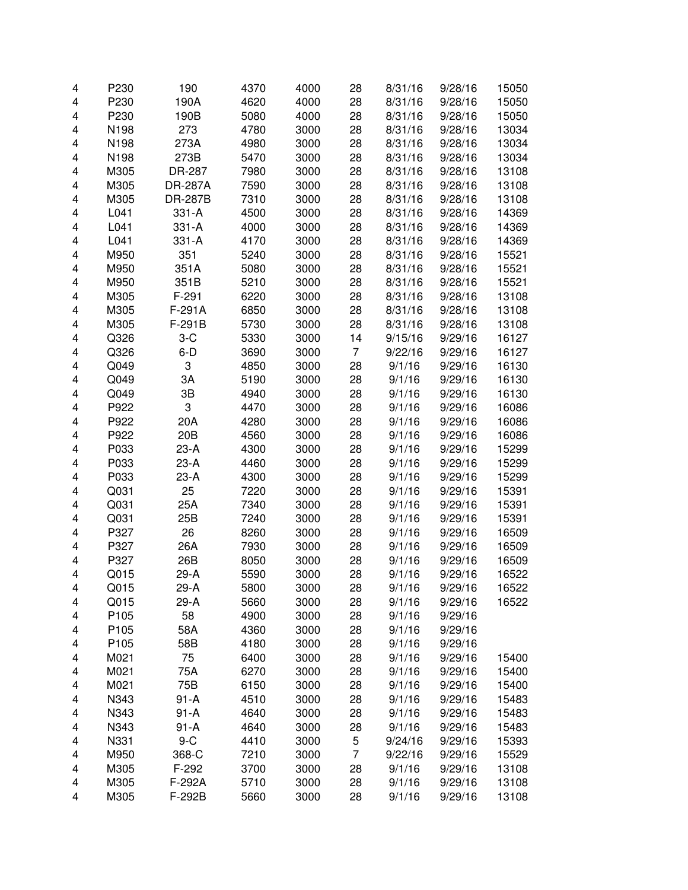| | | | | | | | | |
|---|---|---|---|---|---|---|---|---|
| 4 | P230 | 190 | 4370 | 4000 | 28 | 8/31/16 | 9/28/16 | 15050 |
| 4 | P230 | 190A | 4620 | 4000 | 28 | 8/31/16 | 9/28/16 | 15050 |
| 4 | P230 | 190B | 5080 | 4000 | 28 | 8/31/16 | 9/28/16 | 15050 |
| 4 | N198 | 273 | 4780 | 3000 | 28 | 8/31/16 | 9/28/16 | 13034 |
| 4 | N198 | 273A | 4980 | 3000 | 28 | 8/31/16 | 9/28/16 | 13034 |
| 4 | N198 | 273B | 5470 | 3000 | 28 | 8/31/16 | 9/28/16 | 13034 |
| 4 | M305 | DR-287 | 7980 | 3000 | 28 | 8/31/16 | 9/28/16 | 13108 |
| 4 | M305 | DR-287A | 7590 | 3000 | 28 | 8/31/16 | 9/28/16 | 13108 |
| 4 | M305 | DR-287B | 7310 | 3000 | 28 | 8/31/16 | 9/28/16 | 13108 |
| 4 | L041 | 331-A | 4500 | 3000 | 28 | 8/31/16 | 9/28/16 | 14369 |
| 4 | L041 | 331-A | 4000 | 3000 | 28 | 8/31/16 | 9/28/16 | 14369 |
| 4 | L041 | 331-A | 4170 | 3000 | 28 | 8/31/16 | 9/28/16 | 14369 |
| 4 | M950 | 351 | 5240 | 3000 | 28 | 8/31/16 | 9/28/16 | 15521 |
| 4 | M950 | 351A | 5080 | 3000 | 28 | 8/31/16 | 9/28/16 | 15521 |
| 4 | M950 | 351B | 5210 | 3000 | 28 | 8/31/16 | 9/28/16 | 15521 |
| 4 | M305 | F-291 | 6220 | 3000 | 28 | 8/31/16 | 9/28/16 | 13108 |
| 4 | M305 | F-291A | 6850 | 3000 | 28 | 8/31/16 | 9/28/16 | 13108 |
| 4 | M305 | F-291B | 5730 | 3000 | 28 | 8/31/16 | 9/28/16 | 13108 |
| 4 | Q326 | 3-C | 5330 | 3000 | 14 | 9/15/16 | 9/29/16 | 16127 |
| 4 | Q326 | 6-D | 3690 | 3000 | 7 | 9/22/16 | 9/29/16 | 16127 |
| 4 | Q049 | 3 | 4850 | 3000 | 28 | 9/1/16 | 9/29/16 | 16130 |
| 4 | Q049 | 3A | 5190 | 3000 | 28 | 9/1/16 | 9/29/16 | 16130 |
| 4 | Q049 | 3B | 4940 | 3000 | 28 | 9/1/16 | 9/29/16 | 16130 |
| 4 | P922 | 3 | 4470 | 3000 | 28 | 9/1/16 | 9/29/16 | 16086 |
| 4 | P922 | 20A | 4280 | 3000 | 28 | 9/1/16 | 9/29/16 | 16086 |
| 4 | P922 | 20B | 4560 | 3000 | 28 | 9/1/16 | 9/29/16 | 16086 |
| 4 | P033 | 23-A | 4300 | 3000 | 28 | 9/1/16 | 9/29/16 | 15299 |
| 4 | P033 | 23-A | 4460 | 3000 | 28 | 9/1/16 | 9/29/16 | 15299 |
| 4 | P033 | 23-A | 4300 | 3000 | 28 | 9/1/16 | 9/29/16 | 15299 |
| 4 | Q031 | 25 | 7220 | 3000 | 28 | 9/1/16 | 9/29/16 | 15391 |
| 4 | Q031 | 25A | 7340 | 3000 | 28 | 9/1/16 | 9/29/16 | 15391 |
| 4 | Q031 | 25B | 7240 | 3000 | 28 | 9/1/16 | 9/29/16 | 15391 |
| 4 | P327 | 26 | 8260 | 3000 | 28 | 9/1/16 | 9/29/16 | 16509 |
| 4 | P327 | 26A | 7930 | 3000 | 28 | 9/1/16 | 9/29/16 | 16509 |
| 4 | P327 | 26B | 8050 | 3000 | 28 | 9/1/16 | 9/29/16 | 16509 |
| 4 | Q015 | 29-A | 5590 | 3000 | 28 | 9/1/16 | 9/29/16 | 16522 |
| 4 | Q015 | 29-A | 5800 | 3000 | 28 | 9/1/16 | 9/29/16 | 16522 |
| 4 | Q015 | 29-A | 5660 | 3000 | 28 | 9/1/16 | 9/29/16 | 16522 |
| 4 | P105 | 58 | 4900 | 3000 | 28 | 9/1/16 | 9/29/16 | |
| 4 | P105 | 58A | 4360 | 3000 | 28 | 9/1/16 | 9/29/16 | |
| 4 | P105 | 58B | 4180 | 3000 | 28 | 9/1/16 | 9/29/16 | |
| 4 | M021 | 75 | 6400 | 3000 | 28 | 9/1/16 | 9/29/16 | 15400 |
| 4 | M021 | 75A | 6270 | 3000 | 28 | 9/1/16 | 9/29/16 | 15400 |
| 4 | M021 | 75B | 6150 | 3000 | 28 | 9/1/16 | 9/29/16 | 15400 |
| 4 | N343 | 91-A | 4510 | 3000 | 28 | 9/1/16 | 9/29/16 | 15483 |
| 4 | N343 | 91-A | 4640 | 3000 | 28 | 9/1/16 | 9/29/16 | 15483 |
| 4 | N343 | 91-A | 4640 | 3000 | 28 | 9/1/16 | 9/29/16 | 15483 |
| 4 | N331 | 9-C | 4410 | 3000 | 5 | 9/24/16 | 9/29/16 | 15393 |
| 4 | M950 | 368-C | 7210 | 3000 | 7 | 9/22/16 | 9/29/16 | 15529 |
| 4 | M305 | F-292 | 3700 | 3000 | 28 | 9/1/16 | 9/29/16 | 13108 |
| 4 | M305 | F-292A | 5710 | 3000 | 28 | 9/1/16 | 9/29/16 | 13108 |
| 4 | M305 | F-292B | 5660 | 3000 | 28 | 9/1/16 | 9/29/16 | 13108 |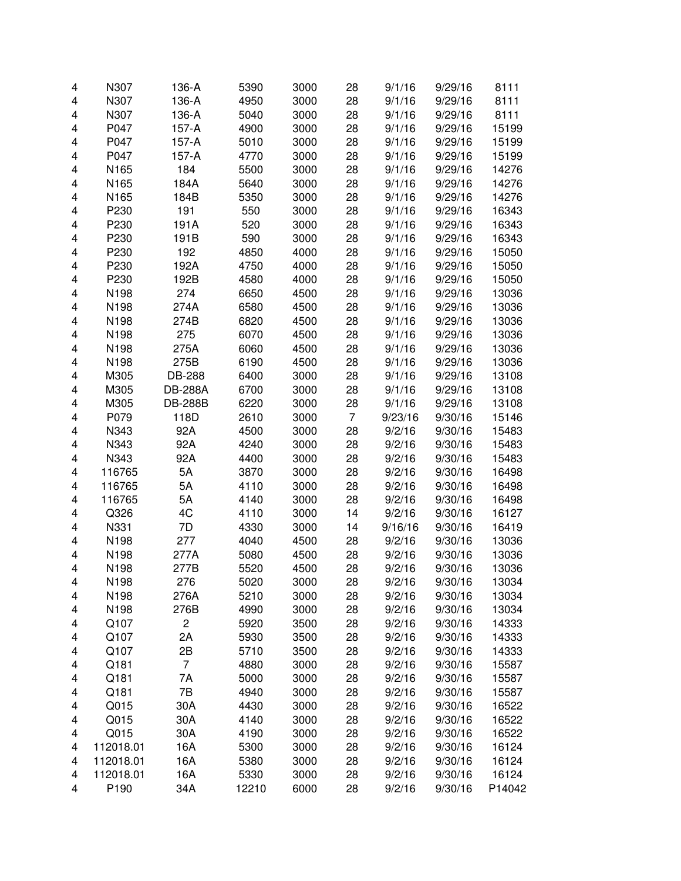| | | | | | | | | |
|---|---|---|---|---|---|---|---|---|
| 4 | N307 | 136-A | 5390 | 3000 | 28 | 9/1/16 | 9/29/16 | 8111 |
| 4 | N307 | 136-A | 4950 | 3000 | 28 | 9/1/16 | 9/29/16 | 8111 |
| 4 | N307 | 136-A | 5040 | 3000 | 28 | 9/1/16 | 9/29/16 | 8111 |
| 4 | P047 | 157-A | 4900 | 3000 | 28 | 9/1/16 | 9/29/16 | 15199 |
| 4 | P047 | 157-A | 5010 | 3000 | 28 | 9/1/16 | 9/29/16 | 15199 |
| 4 | P047 | 157-A | 4770 | 3000 | 28 | 9/1/16 | 9/29/16 | 15199 |
| 4 | N165 | 184 | 5500 | 3000 | 28 | 9/1/16 | 9/29/16 | 14276 |
| 4 | N165 | 184A | 5640 | 3000 | 28 | 9/1/16 | 9/29/16 | 14276 |
| 4 | N165 | 184B | 5350 | 3000 | 28 | 9/1/16 | 9/29/16 | 14276 |
| 4 | P230 | 191 | 550 | 3000 | 28 | 9/1/16 | 9/29/16 | 16343 |
| 4 | P230 | 191A | 520 | 3000 | 28 | 9/1/16 | 9/29/16 | 16343 |
| 4 | P230 | 191B | 590 | 3000 | 28 | 9/1/16 | 9/29/16 | 16343 |
| 4 | P230 | 192 | 4850 | 4000 | 28 | 9/1/16 | 9/29/16 | 15050 |
| 4 | P230 | 192A | 4750 | 4000 | 28 | 9/1/16 | 9/29/16 | 15050 |
| 4 | P230 | 192B | 4580 | 4000 | 28 | 9/1/16 | 9/29/16 | 15050 |
| 4 | N198 | 274 | 6650 | 4500 | 28 | 9/1/16 | 9/29/16 | 13036 |
| 4 | N198 | 274A | 6580 | 4500 | 28 | 9/1/16 | 9/29/16 | 13036 |
| 4 | N198 | 274B | 6820 | 4500 | 28 | 9/1/16 | 9/29/16 | 13036 |
| 4 | N198 | 275 | 6070 | 4500 | 28 | 9/1/16 | 9/29/16 | 13036 |
| 4 | N198 | 275A | 6060 | 4500 | 28 | 9/1/16 | 9/29/16 | 13036 |
| 4 | N198 | 275B | 6190 | 4500 | 28 | 9/1/16 | 9/29/16 | 13036 |
| 4 | M305 | DB-288 | 6400 | 3000 | 28 | 9/1/16 | 9/29/16 | 13108 |
| 4 | M305 | DB-288A | 6700 | 3000 | 28 | 9/1/16 | 9/29/16 | 13108 |
| 4 | M305 | DB-288B | 6220 | 3000 | 28 | 9/1/16 | 9/29/16 | 13108 |
| 4 | P079 | 118D | 2610 | 3000 | 7 | 9/23/16 | 9/30/16 | 15146 |
| 4 | N343 | 92A | 4500 | 3000 | 28 | 9/2/16 | 9/30/16 | 15483 |
| 4 | N343 | 92A | 4240 | 3000 | 28 | 9/2/16 | 9/30/16 | 15483 |
| 4 | N343 | 92A | 4400 | 3000 | 28 | 9/2/16 | 9/30/16 | 15483 |
| 4 | 116765 | 5A | 3870 | 3000 | 28 | 9/2/16 | 9/30/16 | 16498 |
| 4 | 116765 | 5A | 4110 | 3000 | 28 | 9/2/16 | 9/30/16 | 16498 |
| 4 | 116765 | 5A | 4140 | 3000 | 28 | 9/2/16 | 9/30/16 | 16498 |
| 4 | Q326 | 4C | 4110 | 3000 | 14 | 9/2/16 | 9/30/16 | 16127 |
| 4 | N331 | 7D | 4330 | 3000 | 14 | 9/16/16 | 9/30/16 | 16419 |
| 4 | N198 | 277 | 4040 | 4500 | 28 | 9/2/16 | 9/30/16 | 13036 |
| 4 | N198 | 277A | 5080 | 4500 | 28 | 9/2/16 | 9/30/16 | 13036 |
| 4 | N198 | 277B | 5520 | 4500 | 28 | 9/2/16 | 9/30/16 | 13036 |
| 4 | N198 | 276 | 5020 | 3000 | 28 | 9/2/16 | 9/30/16 | 13034 |
| 4 | N198 | 276A | 5210 | 3000 | 28 | 9/2/16 | 9/30/16 | 13034 |
| 4 | N198 | 276B | 4990 | 3000 | 28 | 9/2/16 | 9/30/16 | 13034 |
| 4 | Q107 | 2 | 5920 | 3500 | 28 | 9/2/16 | 9/30/16 | 14333 |
| 4 | Q107 | 2A | 5930 | 3500 | 28 | 9/2/16 | 9/30/16 | 14333 |
| 4 | Q107 | 2B | 5710 | 3500 | 28 | 9/2/16 | 9/30/16 | 14333 |
| 4 | Q181 | 7 | 4880 | 3000 | 28 | 9/2/16 | 9/30/16 | 15587 |
| 4 | Q181 | 7A | 5000 | 3000 | 28 | 9/2/16 | 9/30/16 | 15587 |
| 4 | Q181 | 7B | 4940 | 3000 | 28 | 9/2/16 | 9/30/16 | 15587 |
| 4 | Q015 | 30A | 4430 | 3000 | 28 | 9/2/16 | 9/30/16 | 16522 |
| 4 | Q015 | 30A | 4140 | 3000 | 28 | 9/2/16 | 9/30/16 | 16522 |
| 4 | Q015 | 30A | 4190 | 3000 | 28 | 9/2/16 | 9/30/16 | 16522 |
| 4 | 112018.01 | 16A | 5300 | 3000 | 28 | 9/2/16 | 9/30/16 | 16124 |
| 4 | 112018.01 | 16A | 5380 | 3000 | 28 | 9/2/16 | 9/30/16 | 16124 |
| 4 | 112018.01 | 16A | 5330 | 3000 | 28 | 9/2/16 | 9/30/16 | 16124 |
| 4 | P190 | 34A | 12210 | 6000 | 28 | 9/2/16 | 9/30/16 | P14042 |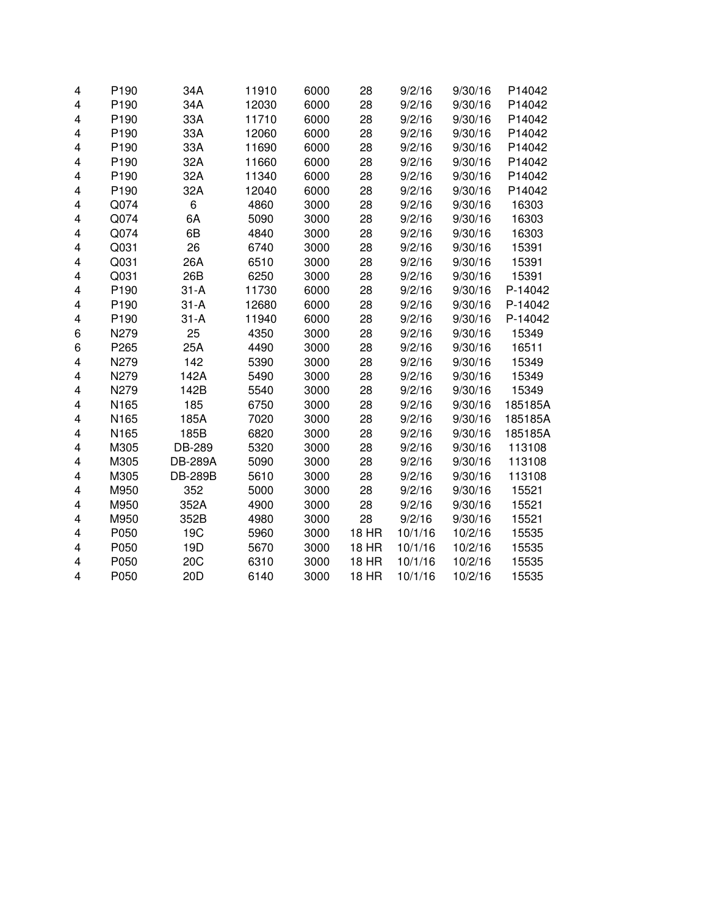| | | | | | | | | |
|---|---|---|---|---|---|---|---|---|
| 4 | P190 | 34A | 11910 | 6000 | 28 | 9/2/16 | 9/30/16 | P14042 |
| 4 | P190 | 34A | 12030 | 6000 | 28 | 9/2/16 | 9/30/16 | P14042 |
| 4 | P190 | 33A | 11710 | 6000 | 28 | 9/2/16 | 9/30/16 | P14042 |
| 4 | P190 | 33A | 12060 | 6000 | 28 | 9/2/16 | 9/30/16 | P14042 |
| 4 | P190 | 33A | 11690 | 6000 | 28 | 9/2/16 | 9/30/16 | P14042 |
| 4 | P190 | 32A | 11660 | 6000 | 28 | 9/2/16 | 9/30/16 | P14042 |
| 4 | P190 | 32A | 11340 | 6000 | 28 | 9/2/16 | 9/30/16 | P14042 |
| 4 | P190 | 32A | 12040 | 6000 | 28 | 9/2/16 | 9/30/16 | P14042 |
| 4 | Q074 | 6 | 4860 | 3000 | 28 | 9/2/16 | 9/30/16 | 16303 |
| 4 | Q074 | 6A | 5090 | 3000 | 28 | 9/2/16 | 9/30/16 | 16303 |
| 4 | Q074 | 6B | 4840 | 3000 | 28 | 9/2/16 | 9/30/16 | 16303 |
| 4 | Q031 | 26 | 6740 | 3000 | 28 | 9/2/16 | 9/30/16 | 15391 |
| 4 | Q031 | 26A | 6510 | 3000 | 28 | 9/2/16 | 9/30/16 | 15391 |
| 4 | Q031 | 26B | 6250 | 3000 | 28 | 9/2/16 | 9/30/16 | 15391 |
| 4 | P190 | 31-A | 11730 | 6000 | 28 | 9/2/16 | 9/30/16 | P-14042 |
| 4 | P190 | 31-A | 12680 | 6000 | 28 | 9/2/16 | 9/30/16 | P-14042 |
| 4 | P190 | 31-A | 11940 | 6000 | 28 | 9/2/16 | 9/30/16 | P-14042 |
| 6 | N279 | 25 | 4350 | 3000 | 28 | 9/2/16 | 9/30/16 | 15349 |
| 6 | P265 | 25A | 4490 | 3000 | 28 | 9/2/16 | 9/30/16 | 16511 |
| 4 | N279 | 142 | 5390 | 3000 | 28 | 9/2/16 | 9/30/16 | 15349 |
| 4 | N279 | 142A | 5490 | 3000 | 28 | 9/2/16 | 9/30/16 | 15349 |
| 4 | N279 | 142B | 5540 | 3000 | 28 | 9/2/16 | 9/30/16 | 15349 |
| 4 | N165 | 185 | 6750 | 3000 | 28 | 9/2/16 | 9/30/16 | 185185A |
| 4 | N165 | 185A | 7020 | 3000 | 28 | 9/2/16 | 9/30/16 | 185185A |
| 4 | N165 | 185B | 6820 | 3000 | 28 | 9/2/16 | 9/30/16 | 185185A |
| 4 | M305 | DB-289 | 5320 | 3000 | 28 | 9/2/16 | 9/30/16 | 113108 |
| 4 | M305 | DB-289A | 5090 | 3000 | 28 | 9/2/16 | 9/30/16 | 113108 |
| 4 | M305 | DB-289B | 5610 | 3000 | 28 | 9/2/16 | 9/30/16 | 113108 |
| 4 | M950 | 352 | 5000 | 3000 | 28 | 9/2/16 | 9/30/16 | 15521 |
| 4 | M950 | 352A | 4900 | 3000 | 28 | 9/2/16 | 9/30/16 | 15521 |
| 4 | M950 | 352B | 4980 | 3000 | 28 | 9/2/16 | 9/30/16 | 15521 |
| 4 | P050 | 19C | 5960 | 3000 | 18 HR | 10/1/16 | 10/2/16 | 15535 |
| 4 | P050 | 19D | 5670 | 3000 | 18 HR | 10/1/16 | 10/2/16 | 15535 |
| 4 | P050 | 20C | 6310 | 3000 | 18 HR | 10/1/16 | 10/2/16 | 15535 |
| 4 | P050 | 20D | 6140 | 3000 | 18 HR | 10/1/16 | 10/2/16 | 15535 |